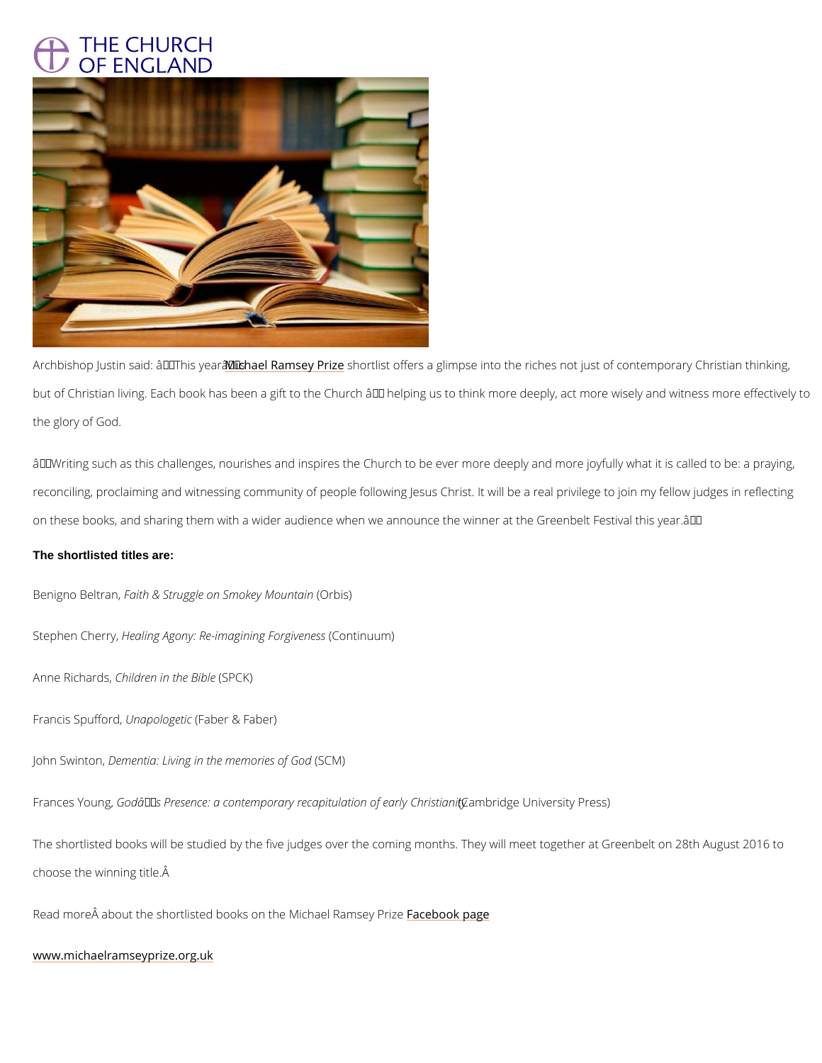Archbishop Justin said: âThis year's Michael Ramsey Prize shortlist offers a glimpse into the riches not just of contemporary Christian thinking, but of Christian living. Each book has been a gift to the Church â helping us to think more deeply, act more wisely and witness more effectively to the glory of God.

âWriting such as this challenges, nourishes and inspires the Church to be ever more deeply and more joyfully what it is called to be: a praying, reconciling, proclaiming and witnessing community of people following Jesus Christ. It will be a real privilege to join my fellow judges in reflecting on these books, and sharing them with a wider audience when we announce the winner at the Greenbelt Festival this year.â

**The shortlisted titles are:**

Benigno Beltran, *Faith & Struggle on Smokey Mountain* (Orbis)

Stephen Cherry, *Healing Agony: Re-imagining Forgiveness* (Continuum)

Anne Richards, *Children in the Bible* (SPCK)

Francis Spufford, *Unapologetic* (Faber & Faber)

John Swinton, *Dementia: Living in the memories of God* (SCM)

Frances Young, *Godâs Presence: a contemporary recapitulation of early Christianity* (Cambridge University Press)

The shortlisted books will be studied by the five judges over the coming months. They will meet together at Greenbelt on 28th August 2016 to choose the winning title.Â

Read moreÂ about the shortlisted books on the Michael Ramsey Prize Facebook page

www.michaelramseyprize.org.uk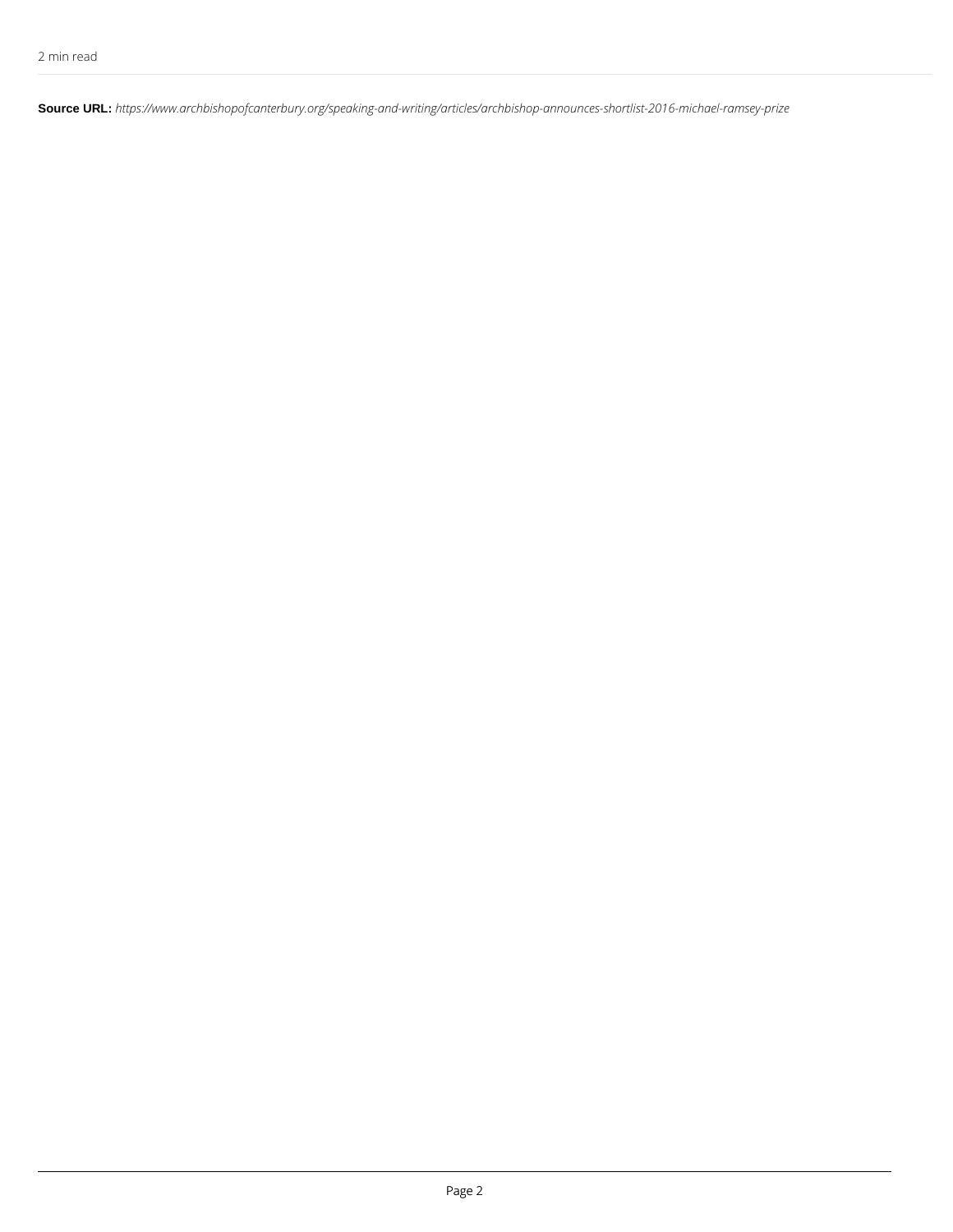2 min read

**Source URL:** *https://www.archbishopofcanterbury.org/speaking-and-writing/articles/archbishop-announces-shortlist-2016-michael-ramsey-prize*